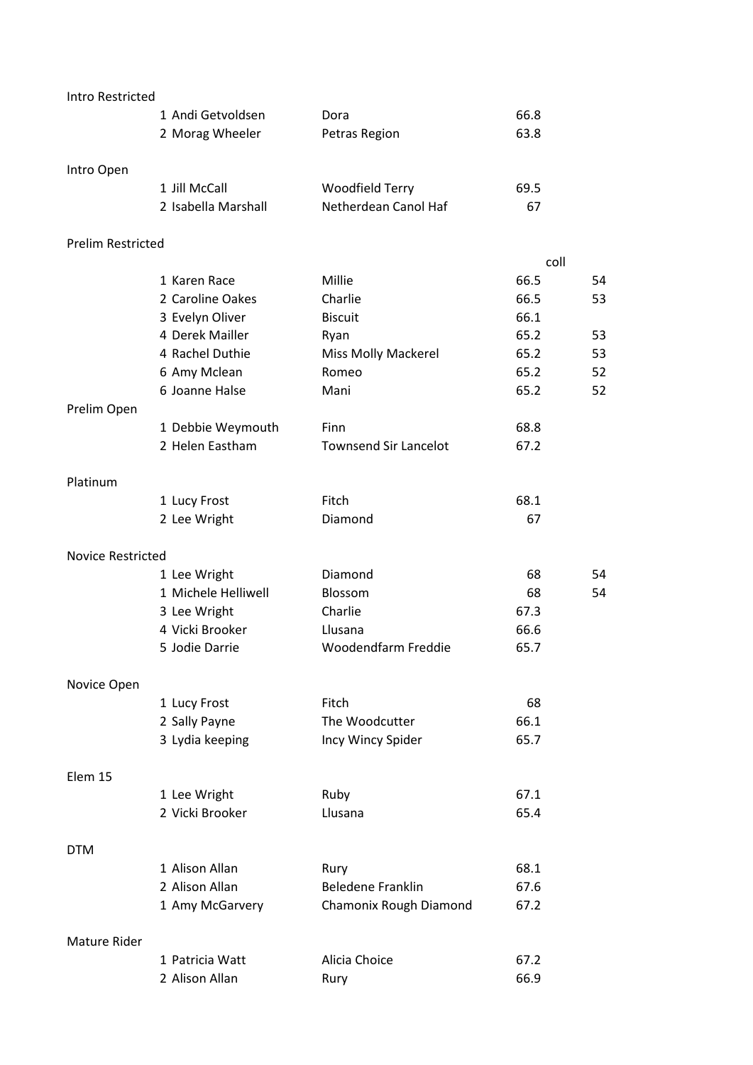## Intro Restricted

| | | | |
|---|---|---|---|
| 1 | Andi Getvoldsen | Dora | 66.8 |
| 2 | Morag Wheeler | Petras Region | 63.8 |

## Intro Open

| | | | |
|---|---|---|---|
| 1 | Jill McCall | Woodfield Terry | 69.5 |
| 2 | Isabella Marshall | Netherdean Canol Haf | 67 |

## Prelim Restricted

| | | | | coll |
|---|---|---|---|---|
| 1 | Karen Race | Millie | 66.5 | 54 |
| 2 | Caroline Oakes | Charlie | 66.5 | 53 |
| 3 | Evelyn Oliver | Biscuit | 66.1 | |
| 4 | Derek Mailler | Ryan | 65.2 | 53 |
| 4 | Rachel Duthie | Miss Molly Mackerel | 65.2 | 53 |
| 6 | Amy Mclean | Romeo | 65.2 | 52 |
| 6 | Joanne Halse | Mani | 65.2 | 52 |

## Prelim Open

| | | | |
|---|---|---|---|
| 1 | Debbie Weymouth | Finn | 68.8 |
| 2 | Helen Eastham | Townsend Sir Lancelot | 67.2 |

## Platinum

| | | | |
|---|---|---|---|
| 1 | Lucy Frost | Fitch | 68.1 |
| 2 | Lee Wright | Diamond | 67 |

## Novice Restricted

| | | | | |
|---|---|---|---|---|
| 1 | Lee Wright | Diamond | 68 | 54 |
| 1 | Michele Helliwell | Blossom | 68 | 54 |
| 3 | Lee Wright | Charlie | 67.3 | |
| 4 | Vicki Brooker | Llusana | 66.6 | |
| 5 | Jodie Darrie | Woodendfarm Freddie | 65.7 | |

## Novice Open

| | | | |
|---|---|---|---|
| 1 | Lucy Frost | Fitch | 68 |
| 2 | Sally Payne | The Woodcutter | 66.1 |
| 3 | Lydia keeping | Incy Wincy Spider | 65.7 |

## Elem 15

| | | | |
|---|---|---|---|
| 1 | Lee Wright | Ruby | 67.1 |
| 2 | Vicki Brooker | Llusana | 65.4 |

## DTM

| | | | |
|---|---|---|---|
| 1 | Alison Allan | Rury | 68.1 |
| 2 | Alison Allan | Beledene Franklin | 67.6 |
| 1 | Amy McGarvery | Chamonix Rough Diamond | 67.2 |

## Mature Rider

| | | | |
|---|---|---|---|
| 1 | Patricia Watt | Alicia Choice | 67.2 |
| 2 | Alison Allan | Rury | 66.9 |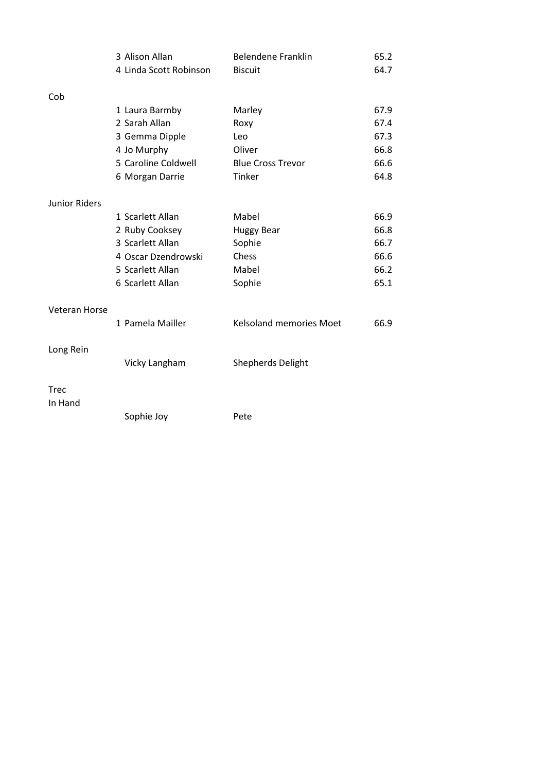| | | | |
|---|---|---|---|
| | 3 Alison Allan | Belendene Franklin | 65.2 |
| | 4 Linda Scott Robinson | Biscuit | 64.7 |
| Cob | | | |
| | 1 Laura Barmby | Marley | 67.9 |
| | 2 Sarah Allan | Roxy | 67.4 |
| | 3 Gemma Dipple | Leo | 67.3 |
| | 4 Jo Murphy | Oliver | 66.8 |
| | 5 Caroline Coldwell | Blue Cross Trevor | 66.6 |
| | 6 Morgan Darrie | Tinker | 64.8 |
| Junior Riders | | | |
| | 1 Scarlett Allan | Mabel | 66.9 |
| | 2 Ruby Cooksey | Huggy Bear | 66.8 |
| | 3 Scarlett Allan | Sophie | 66.7 |
| | 4 Oscar Dzendrowski | Chess | 66.6 |
| | 5 Scarlett Allan | Mabel | 66.2 |
| | 6 Scarlett Allan | Sophie | 65.1 |
| Veteran Horse | | | |
| | 1 Pamela Mailler | Kelsoland memories Moet | 66.9 |
| Long Rein | | | |
| | Vicky Langham | Shepherds Delight | |
| Trec | | | |
| In Hand | | | |
| | Sophie Joy | Pete | |